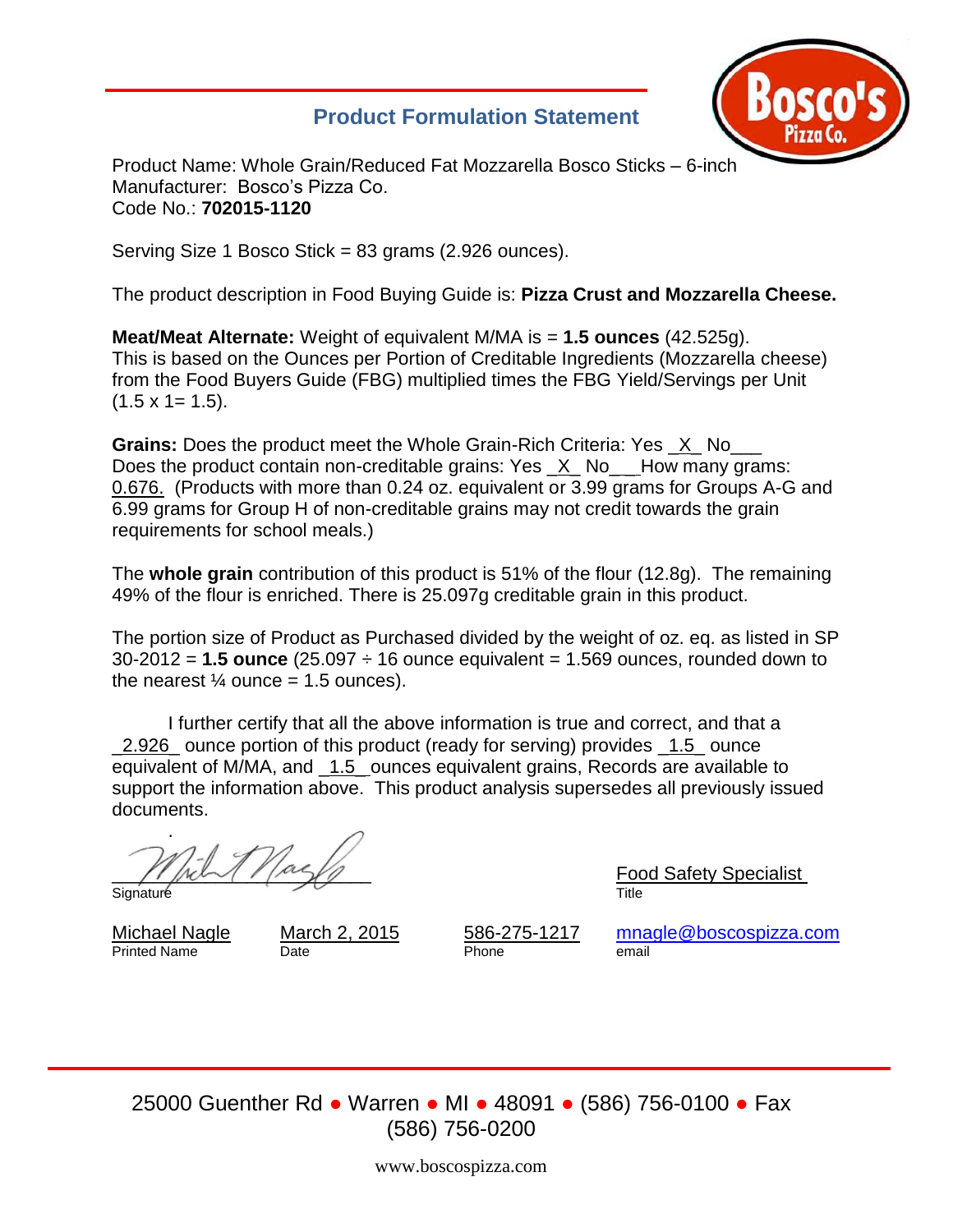## Product Formulation Statement

Product Name: Whole Grain/Reduced Fat Mozzarella Bosco Sticks – 6-inch
Manufacturer: Bosco's Pizza Co.
Code No.: **702015-1120**

Serving Size 1 Bosco Stick = 83 grams (2.926 ounces).

The product description in Food Buying Guide is: **Pizza Crust and Mozzarella Cheese.**

**Meat/Meat Alternate:** Weight of equivalent M/MA is = **1.5 ounces** (42.525g). This is based on the Ounces per Portion of Creditable Ingredients (Mozzarella cheese) from the Food Buyers Guide (FBG) multiplied times the FBG Yield/Servings per Unit (1.5 x 1= 1.5).

**Grains:** Does the product meet the Whole Grain-Rich Criteria: Yes _X_ No___
Does the product contain non-creditable grains: Yes _X_ No___How many grams: 0.676. (Products with more than 0.24 oz. equivalent or 3.99 grams for Groups A-G and 6.99 grams for Group H of non-creditable grains may not credit towards the grain requirements for school meals.)

The **whole grain** contribution of this product is 51% of the flour (12.8g). The remaining 49% of the flour is enriched. There is 25.097g creditable grain in this product.

The portion size of Product as Purchased divided by the weight of oz. eq. as listed in SP 30-2012 = **1.5 ounce** (25.097 ÷ 16 ounce equivalent = 1.569 ounces, rounded down to the nearest ¼ ounce = 1.5 ounces).

I further certify that all the above information is true and correct, and that a _2.926_ ounce portion of this product (ready for serving) provides _1.5_ ounce equivalent of M/MA, and _1.5_ ounces equivalent grains, Records are available to support the information above. This product analysis supersedes all previously issued documents.

Signature ____________________ Title: Food Safety Specialist

| Printed Name | Date | Phone | email |
|---|---|---|---|
| Michael Nagle | March 2, 2015 | 586-275-1217 | mnagle@boscospizza.com |

25000 Guenther Rd ● Warren ● MI ● 48091 ● (586) 756-0100 ● Fax (586) 756-0200

www.boscospizza.com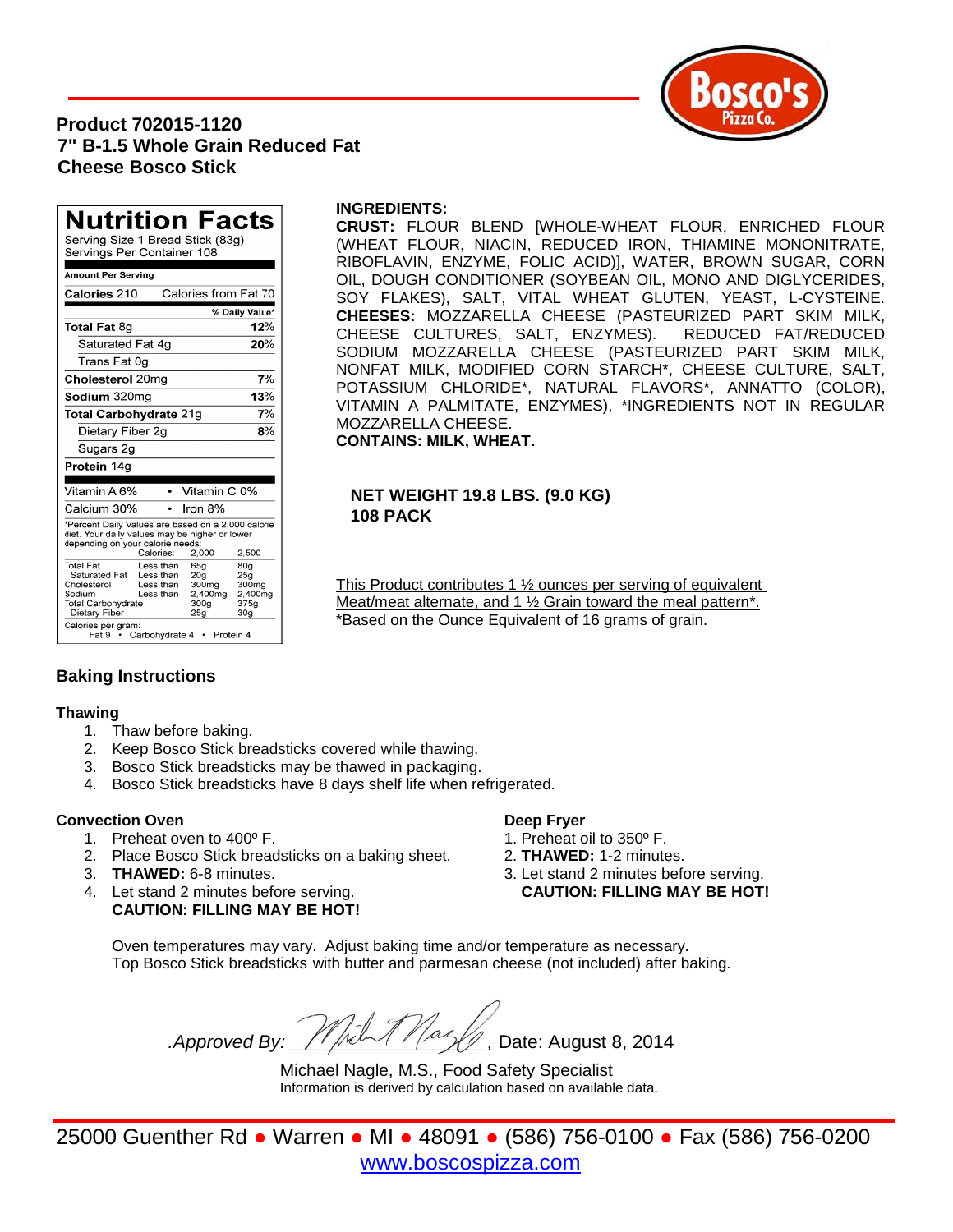Bosco's Pizza Co.

**Product 702015-1120**
**7" B-1.5 Whole Grain Reduced Fat**
**Cheese Bosco Stick**

## Nutrition Facts

Serving Size 1 Bread Stick (83g)
Servings Per Container 108

| Amount Per Serving | |
|---|---|
| **Calories** 210 | Calories from Fat 70 |
| | **% Daily Value*** |
| **Total Fat** 8g | **12%** |
| Saturated Fat 4g | **20%** |
| Trans Fat 0g | |
| **Cholesterol** 20mg | **7%** |
| **Sodium** 320mg | **13%** |
| **Total Carbohydrate** 21g | **7%** |
| Dietary Fiber 2g | **8%** |
| Sugars 2g | |
| **Protein** 14g | |
| Vitamin A 6% | Vitamin C 0% |
| Calcium 30% | Iron 8% |

*Percent Daily Values are based on a 2,000 calorie diet. Your daily values may be higher or lower depending on your calorie needs:

| | | Calories: 2,000 | 2,500 |
|---|---|---|---|
| Total Fat | Less than | 65g | 80g |
| Saturated Fat | Less than | 20g | 25g |
| Cholesterol | Less than | 300mg | 300mg |
| Sodium | Less than | 2,400mg | 2,400mg |
| Total Carbohydrate | | 300g | 375g |
| Dietary Fiber | | 25g | 30g |

Calories per gram:
Fat 9 • Carbohydrate 4 • Protein 4

**INGREDIENTS:**
**CRUST:** FLOUR BLEND [WHOLE-WHEAT FLOUR, ENRICHED FLOUR (WHEAT FLOUR, NIACIN, REDUCED IRON, THIAMINE MONONITRATE, RIBOFLAVIN, ENZYME, FOLIC ACID)], WATER, BROWN SUGAR, CORN OIL, DOUGH CONDITIONER (SOYBEAN OIL, MONO AND DIGLYCERIDES, SOY FLAKES), SALT, VITAL WHEAT GLUTEN, YEAST, L-CYSTEINE. **CHEESES:** MOZZARELLA CHEESE (PASTEURIZED PART SKIM MILK, CHEESE CULTURES, SALT, ENZYMES). REDUCED FAT/REDUCED SODIUM MOZZARELLA CHEESE (PASTEURIZED PART SKIM MILK, NONFAT MILK, MODIFIED CORN STARCH*, CHEESE CULTURE, SALT, POTASSIUM CHLORIDE*, NATURAL FLAVORS*, ANNATTO (COLOR), VITAMIN A PALMITATE, ENZYMES), *INGREDIENTS NOT IN REGULAR MOZZARELLA CHEESE.
**CONTAINS: MILK, WHEAT.**

**NET WEIGHT 19.8 LBS. (9.0 KG)**
**108 PACK**

This Product contributes 1 ½ ounces per serving of equivalent Meat/meat alternate, and 1 ½ Grain toward the meal pattern*.
*Based on the Ounce Equivalent of 16 grams of grain.

## Baking Instructions

### Thawing

1. Thaw before baking.
2. Keep Bosco Stick breadsticks covered while thawing.
3. Bosco Stick breadsticks may be thawed in packaging.
4. Bosco Stick breadsticks have 8 days shelf life when refrigerated.

### Convection Oven

1. Preheat oven to 400º F.
2. Place Bosco Stick breadsticks on a baking sheet.
3. **THAWED:** 6-8 minutes.
4. Let stand 2 minutes before serving.
**CAUTION: FILLING MAY BE HOT!**

### Deep Fryer

1. Preheat oil to 350º F.
2. **THAWED:** 1-2 minutes.
3. Let stand 2 minutes before serving.
**CAUTION: FILLING MAY BE HOT!**

Oven temperatures may vary. Adjust baking time and/or temperature as necessary.
Top Bosco Stick breadsticks with butter and parmesan cheese (not included) after baking.

*Approved By:* ______, Date: August 8, 2014

Michael Nagle, M.S., Food Safety Specialist
Information is derived by calculation based on available data.

25000 Guenther Rd ● Warren ● MI ● 48091 ● (586) 756-0100 ● Fax (586) 756-0200
www.boscospizza.com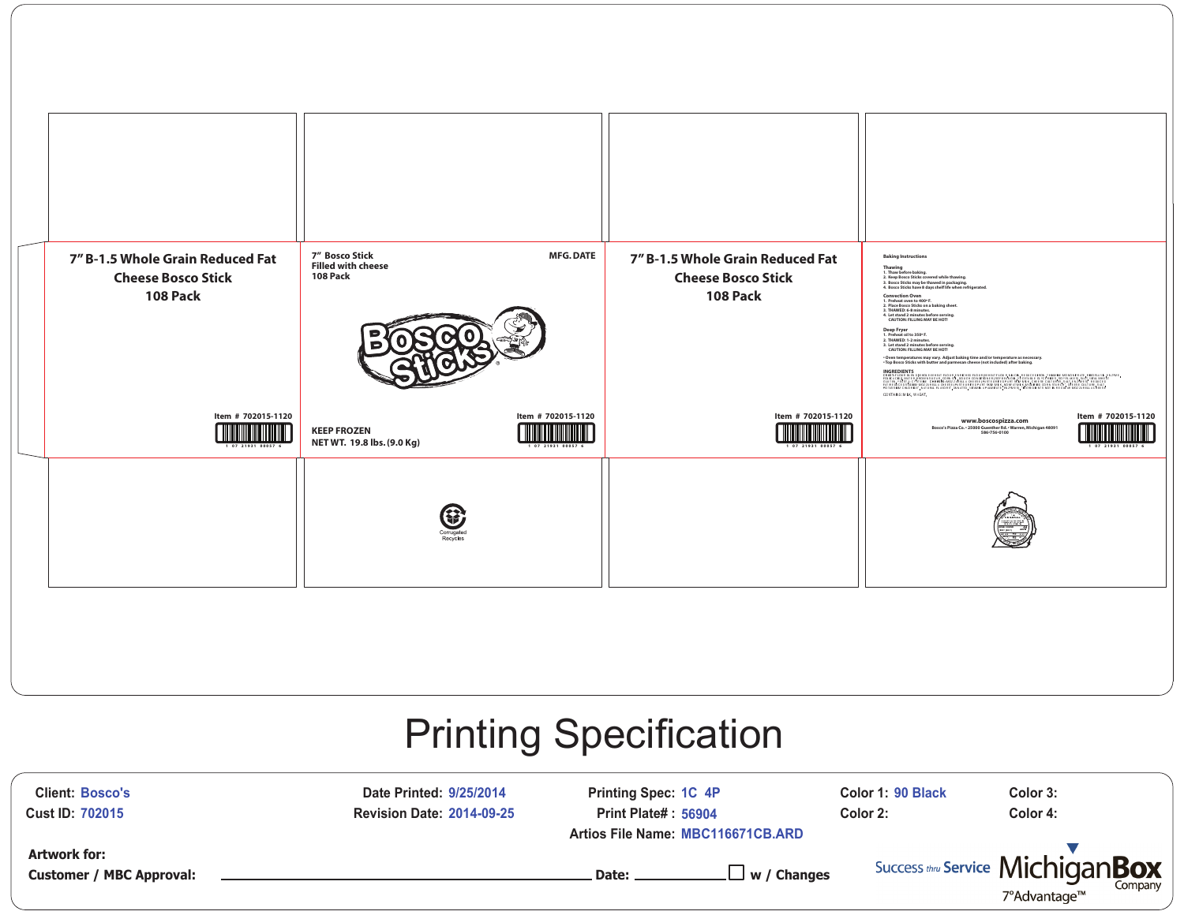7" B-1.5 Whole Grain Reduced Fat
Cheese Bosco Stick
108 Pack

Item # 702015-1120

1 07 21931 00057 6

7" Bosco Stick
Filled with cheese
108 Pack

MFG. DATE

Bosco Sticks®

KEEP FROZEN
NET WT. 19.8 lbs. (9.0 Kg)

Item # 702015-1120

1 07 21931 00057 6

Corrugated Recycles

7" B-1.5 Whole Grain Reduced Fat
Cheese Bosco Stick
108 Pack

Item # 702015-1120

1 07 21931 00057 6

**Baking Instructions**

**Thawing**
1. Thaw before baking.
2. Keep Bosco Sticks covered while thawing.
3. Bosco Sticks may be thawed in packaging.
4. Bosco Sticks have 8 days shelf life when refrigerated.

**Convection Oven**
1. Preheat oven to 400°F.
2. Place Bosco Sticks on a baking sheet.
3. THAWED: 6-8 minutes.
4. Let stand 2 minutes before serving.
CAUTION: FILLING MAY BE HOT!

**Deep Fryer**
1. Preheat oil to 350°F.
2. THAWED: 1-2 minutes.
3. Let stand 2 minutes before serving.
CAUTION: FILLING MAY BE HOT!

• Oven temperatures may vary. Adjust baking time and/or temperature as necessary.
• Top Bosco Sticks with butter and parmesan cheese (not included) after baking.

**INGREDIENTS**

CONTAINS: MILK, WHEAT.

www.boscospizza.com
Bosco's Pizza Co. • 25000 Guenther Rd. • Warren, Michigan 48091
586-756-0100

Item # 702015-1120

1 07 21931 00057 6

# Printing Specification

| | | | | |
|---|---|---|---|---|
| Client: Bosco's | Date Printed: 9/25/2014 | Printing Spec: 1C 4P | Color 1: 90 Black | Color 3: |
| Cust ID: 702015 | Revision Date: 2014-09-25 | Print Plate# : 56904 | Color 2: | Color 4: |
| | | Artios File Name: MBC116671CB.ARD | | |

Artwork for:

Customer / MBC Approval: ______________________ Date: ____________ ☐ w / Changes

Success thru Service

Michigan Box Company

7°Advantage™